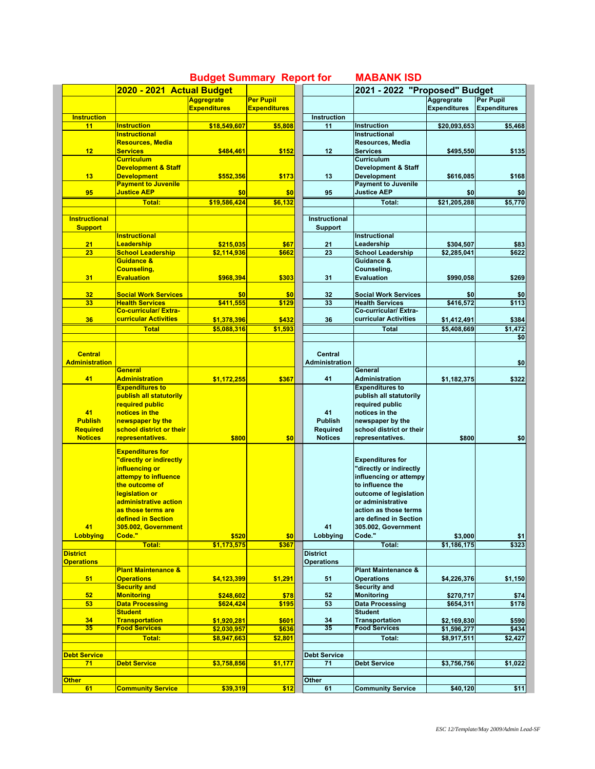# Budget Summary Report for MABANK ISD

| | 2020 - 2021 Actual Budget | Aggregrate Expenditures | Per Pupil Expenditures | | 2021 - 2022 "Proposed" Budget | Aggregrate Expenditures | Per Pupil Expenditures |
|---|---|---|---|---|---|---|---|
| **Instruction** | | | | **Instruction** | | | |
| 11 | Instruction | $18,549,607 | $5,808 | 11 | Instruction | $20,093,653 | $5,468 |
| 12 | Instructional Resources, Media Services | $484,461 | $152 | 12 | Instructional Resources, Media Services | $495,550 | $135 |
| 13 | Curriculum Development & Staff Development | $552,356 | $173 | 13 | Curriculum Development & Staff Development | $616,085 | $168 |
| 95 | Payment to Juvenile Justice AEP | $0 | $0 | 95 | Payment to Juvenile Justice AEP | $0 | $0 |
| | Total: | $19,586,424 | $6,132 | | Total: | $21,205,288 | $5,770 |
| **Instructional Support** | | | | **Instructional Support** | | | |
| 21 | Instructional Leadership | $215,035 | $67 | 21 | Instructional Leadership | $304,507 | $83 |
| 23 | School Leadership | $2,114,936 | $662 | 23 | School Leadership | $2,285,041 | $622 |
| 31 | Guidance & Counseling, Evaluation | $968,394 | $303 | 31 | Guidance & Counseling, Evaluation | $990,058 | $269 |
| 32 | Social Work Services | $0 | $0 | 32 | Social Work Services | $0 | $0 |
| 33 | Health Services | $411,555 | $129 | 33 | Health Services | $416,572 | $113 |
| 36 | Co-curricular/ Extra-curricular Activities | $1,378,396 | $432 | 36 | Co-curricular/ Extra-curricular Activities | $1,412,491 | $384 |
| | Total | $5,088,316 | $1,593 | | Total | $5,408,669 | $1,472 |
| | | | | | | | $0 |
| **Central Administration** | | | | **Central Administration** | | | $0 |
| 41 | General Administration | $1,172,255 | $367 | 41 | General Administration | $1,182,375 | $322 |
| 41 Publish Required Notices | Expenditures to publish all statutorily required public notices in the newspaper by the school district or their representatives. | $800 | $0 | 41 Publish Required Notices | Expenditures to publish all statutorily required public notices in the newspaper by the school district or their representatives. | $800 | $0 |
| 41 Lobbying | Expenditures for "directly or indirectly influencing or attempy to influence the outcome of legislation or administrative action as those terms are defined in Section 305.002, Government Code." | $520 | $0 | 41 Lobbying | Expenditures for "directly or indirectly influencing or attempy to influence the outcome of legislation or administrative action as those terms are defined in Section 305.002, Government Code." | $3,000 | $1 |
| | Total: | $1,173,575 | $367 | | Total: | $1,186,175 | $323 |
| **District Operations** | | | | **District Operations** | | | |
| 51 | Plant Maintenance & Operations | $4,123,399 | $1,291 | 51 | Plant Maintenance & Operations | $4,226,376 | $1,150 |
| 52 | Security and Monitoring | $248,602 | $78 | 52 | Security and Monitoring | $270,717 | $74 |
| 53 | Data Processing | $624,424 | $195 | 53 | Data Processing | $654,311 | $178 |
| 34 | Student Transportation | $1,920,281 | $601 | 34 | Student Transportation | $2,169,830 | $590 |
| 35 | Food Services | $2,030,957 | $636 | 35 | Food Services | $1,596,277 | $434 |
| | Total: | $8,947,663 | $2,801 | | Total: | $8,917,511 | $2,427 |
| **Debt Service** | | | | **Debt Service** | | | |
| 71 | Debt Service | $3,758,856 | $1,177 | 71 | Debt Service | $3,756,756 | $1,022 |
| **Other** | | | | **Other** | | | |
| 61 | Community Service | $39,319 | $12 | 61 | Community Service | $40,120 | $11 |

*ESC 12/Template/May 2009/Admin Lead-SF*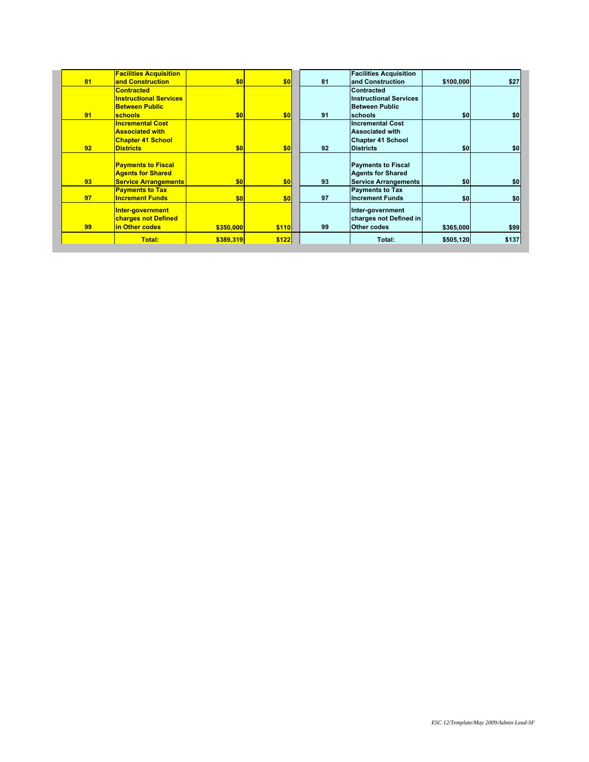| | | | | | | | |
|---|---|---|---|---|---|---|---|
| 81 | Facilities Acquisition and Construction | $0 | $0 | 81 | Facilities Acquisition and Construction | $100,000 | $27 |
| 91 | Contracted Instructional Services Between Public schools | $0 | $0 | 91 | Contracted Instructional Services Between Public schools | $0 | $0 |
| 92 | Incremental Cost Associated with Chapter 41 School Districts | $0 | $0 | 92 | Incremental Cost Associated with Chapter 41 School Districts | $0 | $0 |
| 93 | Payments to Fiscal Agents for Shared Service Arrangements | $0 | $0 | 93 | Payments to Fiscal Agents for Shared Service Arrangements | $0 | $0 |
| 97 | Payments to Tax Increment Funds | $0 | $0 | 97 | Payments to Tax Increment Funds | $0 | $0 |
| 99 | Inter-government charges not Defined in Other codes | $350,000 | $110 | 99 | Inter-government charges not Defined in Other codes | $365,000 | $99 |
| | Total: | $389,319 | $122 | | Total: | $505,120 | $137 |

*ESC 12/Template/May 2009/Admin Lead-SF*